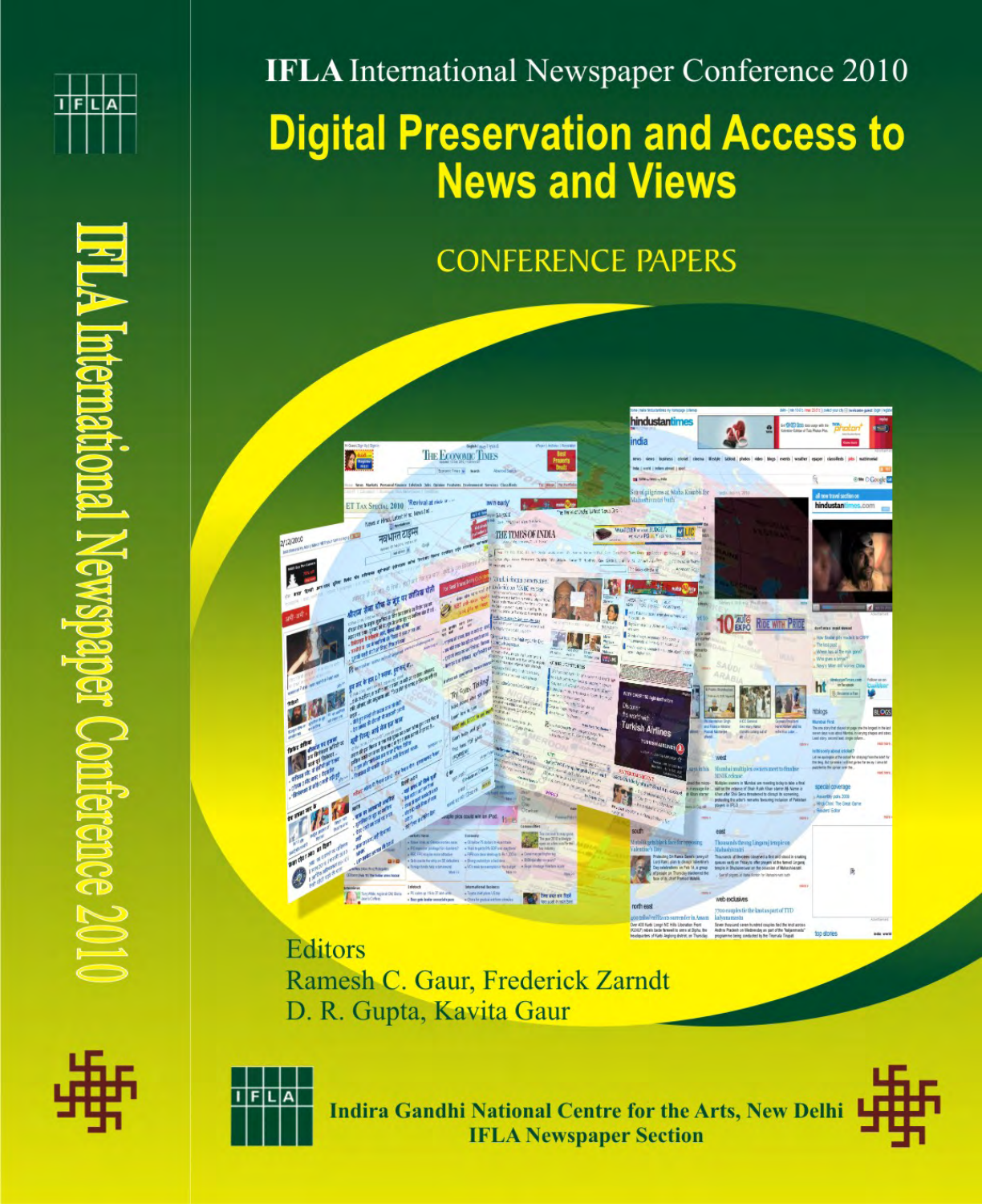IFLA International Newspaper Conference 2010

# Digital Preservation and Access to News and Views

## CONFERENCE PAPERS

Editors
Ramesh C. Gaur, Frederick Zarndt
D. R. Gupta, Kavita Gaur

Indira Gandhi National Centre for the Arts, New Delhi
IFLA Newspaper Section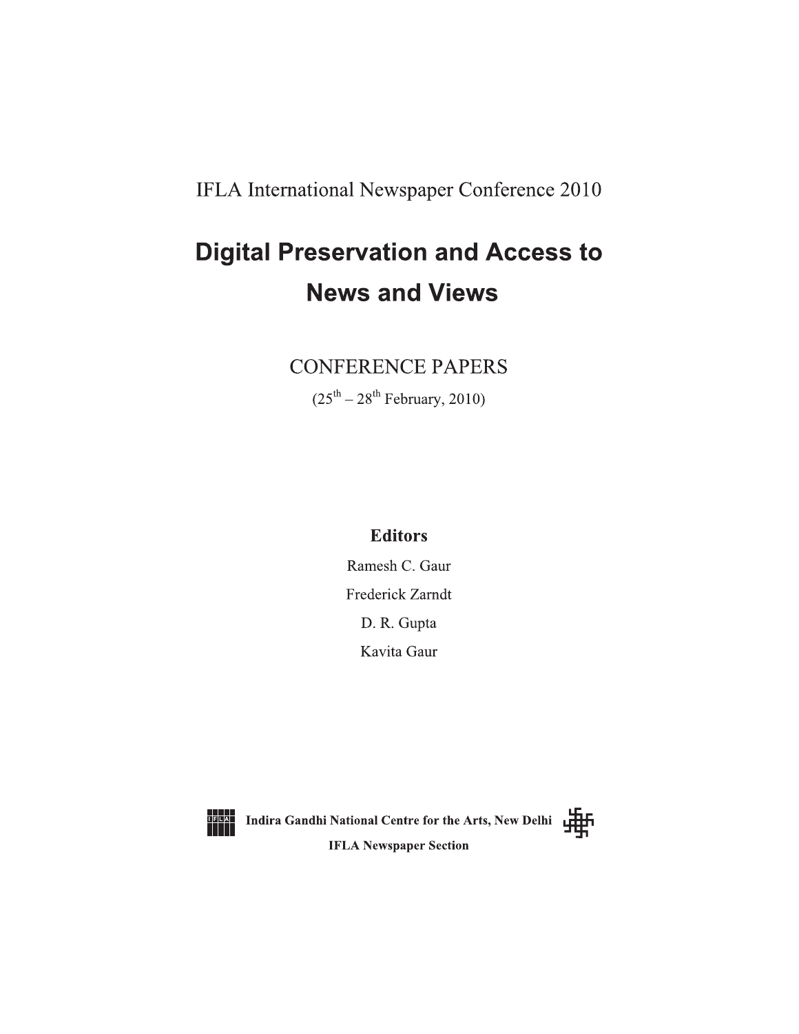IFLA International Newspaper Conference 2010

# Digital Preservation and Access to News and Views

CONFERENCE PAPERS

(25th – 28th February, 2010)

**Editors**

Ramesh C. Gaur

Frederick Zarndt

D. R. Gupta

Kavita Gaur

**Indira Gandhi National Centre for the Arts, New Delhi**

**IFLA Newspaper Section**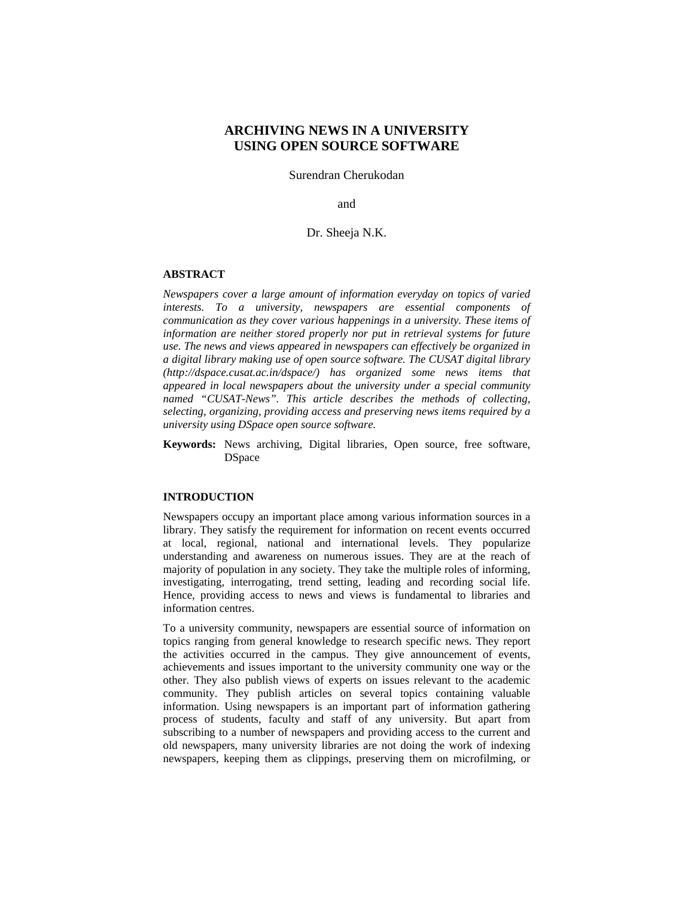# ARCHIVING NEWS IN A UNIVERSITY USING OPEN SOURCE SOFTWARE

Surendran Cherukodan

and

Dr. Sheeja N.K.

## ABSTRACT

*Newspapers cover a large amount of information everyday on topics of varied interests. To a university, newspapers are essential components of communication as they cover various happenings in a university. These items of information are neither stored properly nor put in retrieval systems for future use. The news and views appeared in newspapers can effectively be organized in a digital library making use of open source software. The CUSAT digital library (http://dspace.cusat.ac.in/dspace/) has organized some news items that appeared in local newspapers about the university under a special community named "CUSAT-News". This article describes the methods of collecting, selecting, organizing, providing access and preserving news items required by a university using DSpace open source software.*

**Keywords:** News archiving, Digital libraries, Open source, free software, DSpace

## INTRODUCTION

Newspapers occupy an important place among various information sources in a library. They satisfy the requirement for information on recent events occurred at local, regional, national and international levels. They popularize understanding and awareness on numerous issues. They are at the reach of majority of population in any society. They take the multiple roles of informing, investigating, interrogating, trend setting, leading and recording social life. Hence, providing access to news and views is fundamental to libraries and information centres.

To a university community, newspapers are essential source of information on topics ranging from general knowledge to research specific news. They report the activities occurred in the campus. They give announcement of events, achievements and issues important to the university community one way or the other. They also publish views of experts on issues relevant to the academic community. They publish articles on several topics containing valuable information. Using newspapers is an important part of information gathering process of students, faculty and staff of any university. But apart from subscribing to a number of newspapers and providing access to the current and old newspapers, many university libraries are not doing the work of indexing newspapers, keeping them as clippings, preserving them on microfilming, or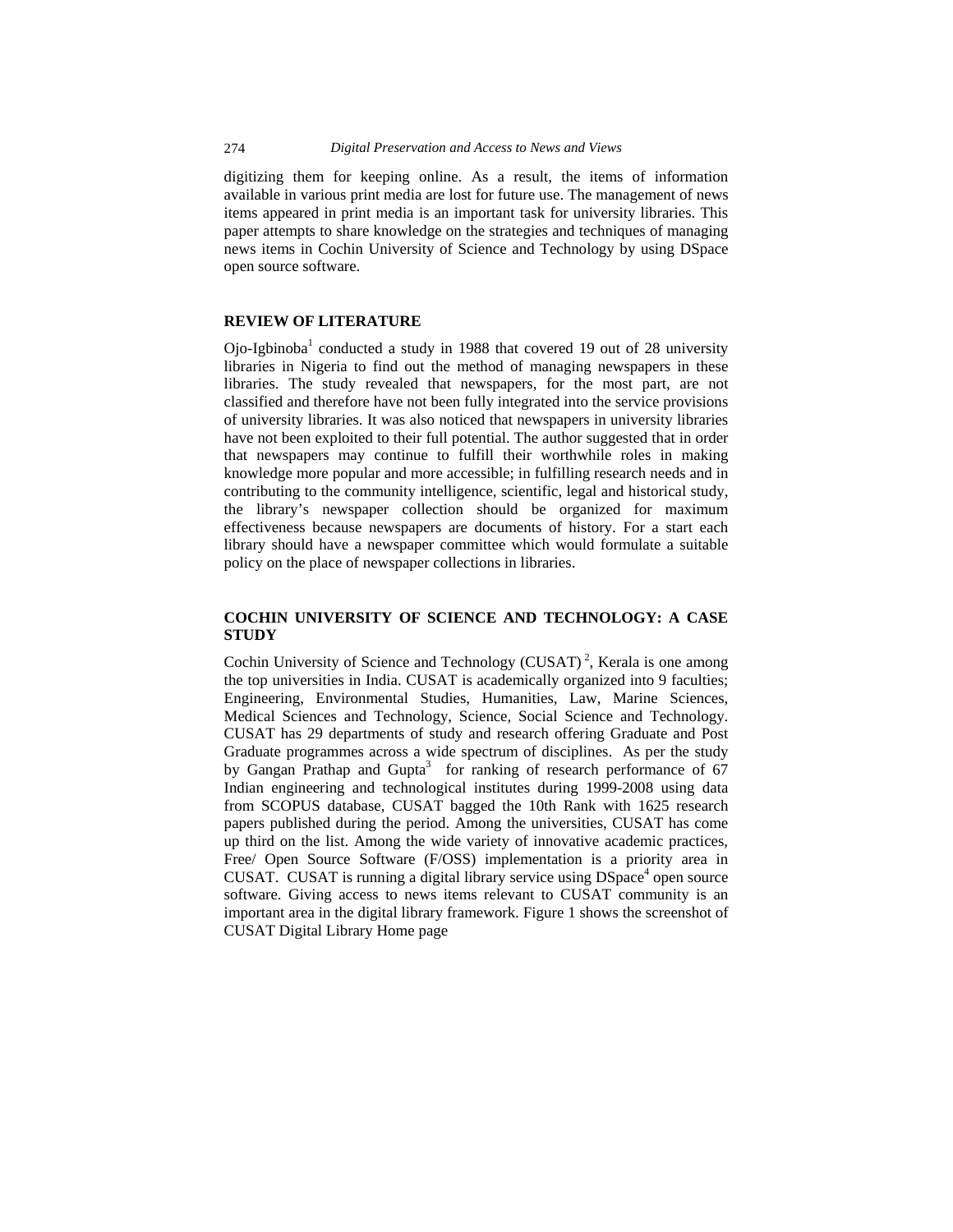digitizing them for keeping online. As a result, the items of information available in various print media are lost for future use. The management of news items appeared in print media is an important task for university libraries. This paper attempts to share knowledge on the strategies and techniques of managing news items in Cochin University of Science and Technology by using DSpace open source software.

## REVIEW OF LITERATURE

Ojo-Igbinoba[1] conducted a study in 1988 that covered 19 out of 28 university libraries in Nigeria to find out the method of managing newspapers in these libraries. The study revealed that newspapers, for the most part, are not classified and therefore have not been fully integrated into the service provisions of university libraries. It was also noticed that newspapers in university libraries have not been exploited to their full potential. The author suggested that in order that newspapers may continue to fulfill their worthwhile roles in making knowledge more popular and more accessible; in fulfilling research needs and in contributing to the community intelligence, scientific, legal and historical study, the library's newspaper collection should be organized for maximum effectiveness because newspapers are documents of history. For a start each library should have a newspaper committee which would formulate a suitable policy on the place of newspaper collections in libraries.

## COCHIN UNIVERSITY OF SCIENCE AND TECHNOLOGY: A CASE STUDY

Cochin University of Science and Technology (CUSAT) [2], Kerala is one among the top universities in India. CUSAT is academically organized into 9 faculties; Engineering, Environmental Studies, Humanities, Law, Marine Sciences, Medical Sciences and Technology, Science, Social Science and Technology. CUSAT has 29 departments of study and research offering Graduate and Post Graduate programmes across a wide spectrum of disciplines. As per the study by Gangan Prathap and Gupta[3] for ranking of research performance of 67 Indian engineering and technological institutes during 1999-2008 using data from SCOPUS database, CUSAT bagged the 10th Rank with 1625 research papers published during the period. Among the universities, CUSAT has come up third on the list. Among the wide variety of innovative academic practices, Free/ Open Source Software (F/OSS) implementation is a priority area in CUSAT. CUSAT is running a digital library service using DSpace[4] open source software. Giving access to news items relevant to CUSAT community is an important area in the digital library framework. Figure 1 shows the screenshot of CUSAT Digital Library Home page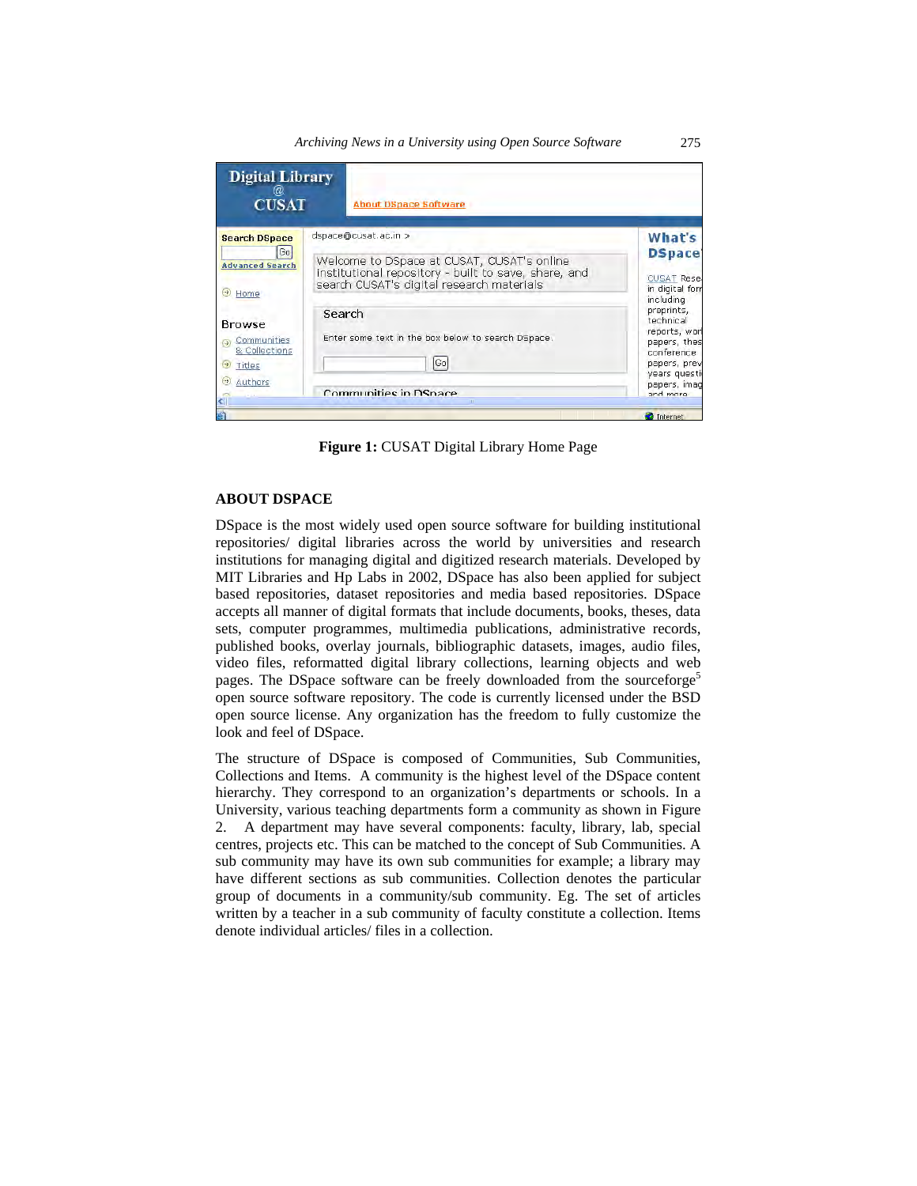**Figure 1:** CUSAT Digital Library Home Page

## ABOUT DSPACE

DSpace is the most widely used open source software for building institutional repositories/ digital libraries across the world by universities and research institutions for managing digital and digitized research materials. Developed by MIT Libraries and Hp Labs in 2002, DSpace has also been applied for subject based repositories, dataset repositories and media based repositories. DSpace accepts all manner of digital formats that include documents, books, theses, data sets, computer programmes, multimedia publications, administrative records, published books, overlay journals, bibliographic datasets, images, audio files, video files, reformatted digital library collections, learning objects and web pages. The DSpace software can be freely downloaded from the sourceforge[5] open source software repository. The code is currently licensed under the BSD open source license. Any organization has the freedom to fully customize the look and feel of DSpace.

The structure of DSpace is composed of Communities, Sub Communities, Collections and Items. A community is the highest level of the DSpace content hierarchy. They correspond to an organization's departments or schools. In a University, various teaching departments form a community as shown in Figure 2. A department may have several components: faculty, library, lab, special centres, projects etc. This can be matched to the concept of Sub Communities. A sub community may have its own sub communities for example; a library may have different sections as sub communities. Collection denotes the particular group of documents in a community/sub community. Eg. The set of articles written by a teacher in a sub community of faculty constitute a collection. Items denote individual articles/ files in a collection.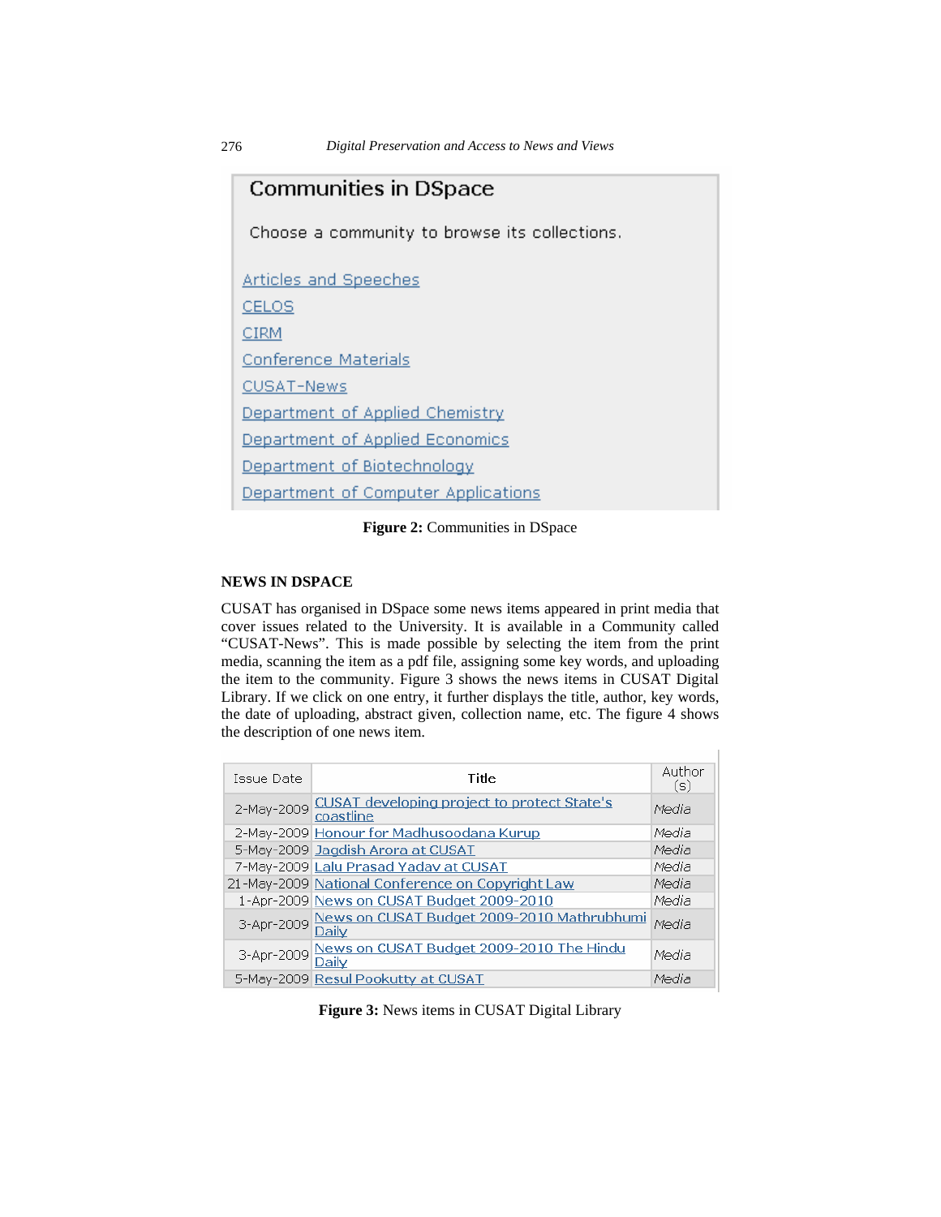Communities in DSpace

Choose a community to browse its collections.

Articles and Speeches
CELOS
CIRM
Conference Materials
CUSAT-News
Department of Applied Chemistry
Department of Applied Economics
Department of Biotechnology
Department of Computer Applications

**Figure 2:** Communities in DSpace

## NEWS IN DSPACE

CUSAT has organised in DSpace some news items appeared in print media that cover issues related to the University. It is available in a Community called "CUSAT-News". This is made possible by selecting the item from the print media, scanning the item as a pdf file, assigning some key words, and uploading the item to the community. Figure 3 shows the news items in CUSAT Digital Library. If we click on one entry, it further displays the title, author, key words, the date of uploading, abstract given, collection name, etc. The figure 4 shows the description of one news item.

| Issue Date | Title | Author (s) |
|---|---|---|
| 2-May-2009 | CUSAT developing project to protect State's coastline | *Media* |
| 2-May-2009 | Honour for Madhusoodana Kurup | *Media* |
| 5-May-2009 | Jagdish Arora at CUSAT | *Media* |
| 7-May-2009 | Lalu Prasad Yadav at CUSAT | *Media* |
| 21-May-2009 | National Conference on Copyright Law | *Media* |
| 1-Apr-2009 | News on CUSAT Budget 2009-2010 | *Media* |
| 3-Apr-2009 | News on CUSAT Budget 2009-2010 Mathrubhumi Daily | *Media* |
| 3-Apr-2009 | News on CUSAT Budget 2009-2010 The Hindu Daily | *Media* |
| 5-May-2009 | Resul Pookutty at CUSAT | *Media* |

**Figure 3:** News items in CUSAT Digital Library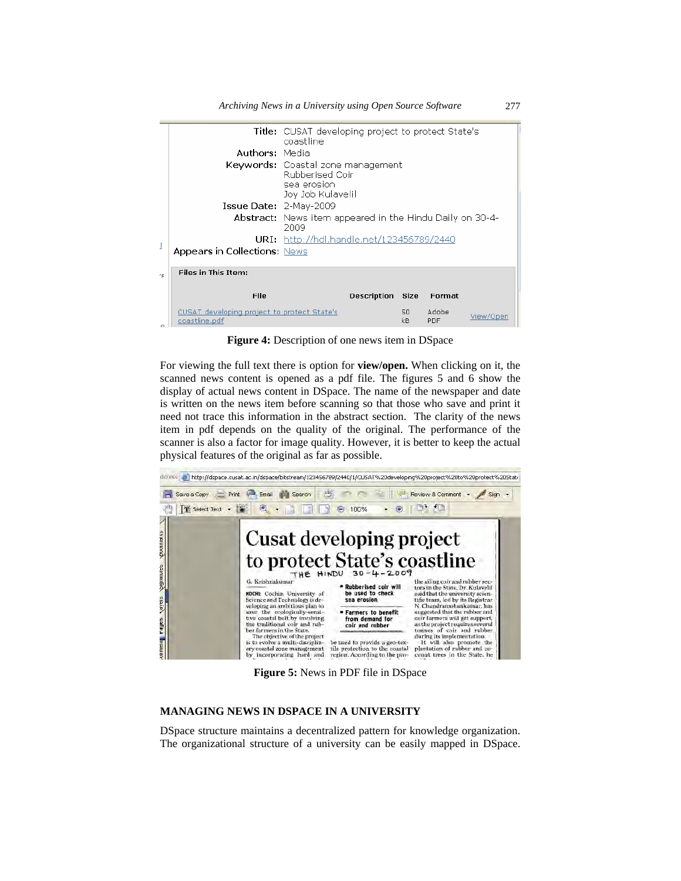**Figure 4:** Description of one news item in DSpace

For viewing the full text there is option for **view/open.** When clicking on it, the scanned news content is opened as a pdf file. The figures 5 and 6 show the display of actual news content in DSpace. The name of the newspaper and date is written on the news item before scanning so that those who save and print it need not trace this information in the abstract section. The clarity of the news item in pdf depends on the quality of the original. The performance of the scanner is also a factor for image quality. However, it is better to keep the actual physical features of the original as far as possible.

**Figure 5:** News in PDF file in DSpace

## MANAGING NEWS IN DSPACE IN A UNIVERSITY

DSpace structure maintains a decentralized pattern for knowledge organization. The organizational structure of a university can be easily mapped in DSpace.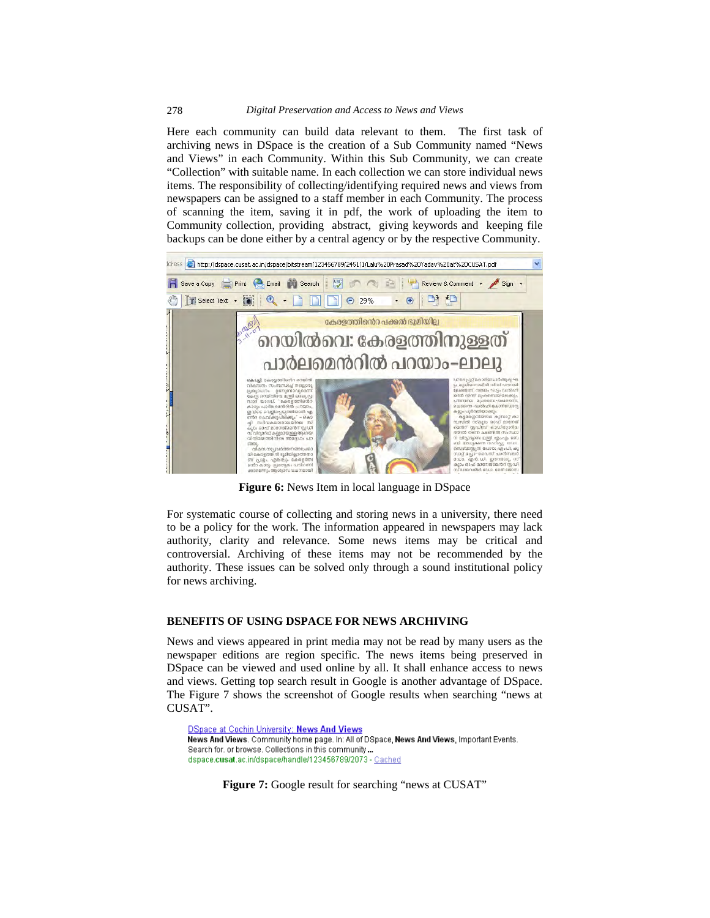Here each community can build data relevant to them. The first task of archiving news in DSpace is the creation of a Sub Community named "News and Views" in each Community. Within this Sub Community, we can create "Collection" with suitable name. In each collection we can store individual news items. The responsibility of collecting/identifying required news and views from newspapers can be assigned to a staff member in each Community. The process of scanning the item, saving it in pdf, the work of uploading the item to Community collection, providing abstract, giving keywords and keeping file backups can be done either by a central agency or by the respective Community.

**Figure 6:** News Item in local language in DSpace

For systematic course of collecting and storing news in a university, there need to be a policy for the work. The information appeared in newspapers may lack authority, clarity and relevance. Some news items may be critical and controversial. Archiving of these items may not be recommended by the authority. These issues can be solved only through a sound institutional policy for news archiving.

## BENEFITS OF USING DSPACE FOR NEWS ARCHIVING

News and views appeared in print media may not be read by many users as the newspaper editions are region specific. The news items being preserved in DSpace can be viewed and used online by all. It shall enhance access to news and views. Getting top search result in Google is another advantage of DSpace. The Figure 7 shows the screenshot of Google results when searching "news at CUSAT".

**Figure 7:** Google result for searching "news at CUSAT"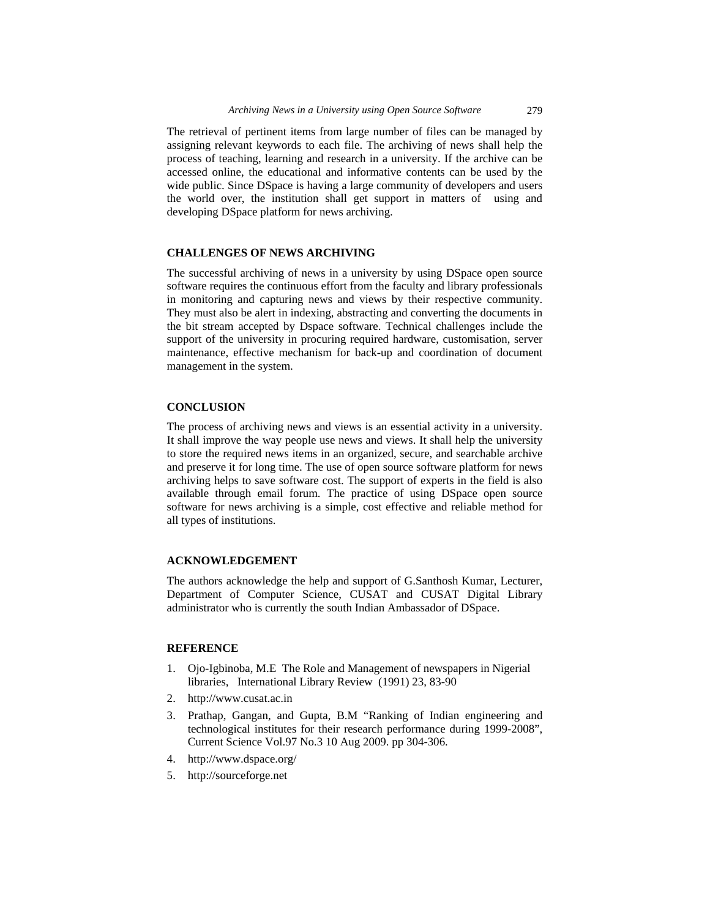The retrieval of pertinent items from large number of files can be managed by assigning relevant keywords to each file. The archiving of news shall help the process of teaching, learning and research in a university. If the archive can be accessed online, the educational and informative contents can be used by the wide public. Since DSpace is having a large community of developers and users the world over, the institution shall get support in matters of using and developing DSpace platform for news archiving.

## CHALLENGES OF NEWS ARCHIVING

The successful archiving of news in a university by using DSpace open source software requires the continuous effort from the faculty and library professionals in monitoring and capturing news and views by their respective community. They must also be alert in indexing, abstracting and converting the documents in the bit stream accepted by Dspace software. Technical challenges include the support of the university in procuring required hardware, customisation, server maintenance, effective mechanism for back-up and coordination of document management in the system.

## CONCLUSION

The process of archiving news and views is an essential activity in a university. It shall improve the way people use news and views. It shall help the university to store the required news items in an organized, secure, and searchable archive and preserve it for long time. The use of open source software platform for news archiving helps to save software cost. The support of experts in the field is also available through email forum. The practice of using DSpace open source software for news archiving is a simple, cost effective and reliable method for all types of institutions.

## ACKNOWLEDGEMENT

The authors acknowledge the help and support of G.Santhosh Kumar, Lecturer, Department of Computer Science, CUSAT and CUSAT Digital Library administrator who is currently the south Indian Ambassador of DSpace.

## REFERENCE

1. Ojo-Igbinoba, M.E The Role and Management of newspapers in Nigerial libraries, International Library Review (1991) 23, 83-90
2. http://www.cusat.ac.in
3. Prathap, Gangan, and Gupta, B.M "Ranking of Indian engineering and technological institutes for their research performance during 1999-2008", Current Science Vol.97 No.3 10 Aug 2009. pp 304-306.
4. http://www.dspace.org/
5. http://sourceforge.net